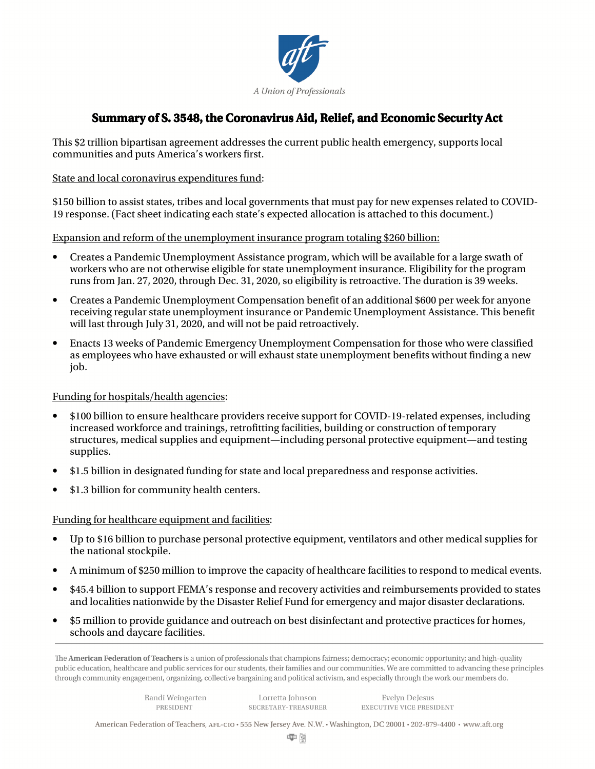A Union of Professionals

# Summary of S. 3548, the Coronavirus Aid, Relief, and Economic Security Act

This $2 trillion bipartisan agreement addresses the current public health emergency, supports local communities and puts America's workers first.

State and local coronavirus expenditures fund:

$150 billion to assist states, tribes and local governments that must pay for new expenses related to COVID-19 response. (Fact sheet indicating each state's expected allocation is attached to this document.)

Expansion and reform of the unemployment insurance program totaling $260 billion:

- Creates a Pandemic Unemployment Assistance program, which will be available for a large swath of workers who are not otherwise eligible for state unemployment insurance. Eligibility for the program runs from Jan. 27, 2020, through Dec. 31, 2020, so eligibility is retroactive. The duration is 39 weeks.
- Creates a Pandemic Unemployment Compensation benefit of an additional $600 per week for anyone receiving regular state unemployment insurance or Pandemic Unemployment Assistance. This benefit will last through July 31, 2020, and will not be paid retroactively.
- Enacts 13 weeks of Pandemic Emergency Unemployment Compensation for those who were classified as employees who have exhausted or will exhaust state unemployment benefits without finding a new job.

Funding for hospitals/health agencies:

- $100 billion to ensure healthcare providers receive support for COVID-19-related expenses, including increased workforce and trainings, retrofitting facilities, building or construction of temporary structures, medical supplies and equipment—including personal protective equipment—and testing supplies.
- $1.5 billion in designated funding for state and local preparedness and response activities.
- $1.3 billion for community health centers.

Funding for healthcare equipment and facilities:

- Up to $16 billion to purchase personal protective equipment, ventilators and other medical supplies for the national stockpile.
- A minimum of $250 million to improve the capacity of healthcare facilities to respond to medical events.
- $45.4 billion to support FEMA's response and recovery activities and reimbursements provided to states and localities nationwide by the Disaster Relief Fund for emergency and major disaster declarations.
- $5 million to provide guidance and outreach on best disinfectant and protective practices for homes, schools and daycare facilities.

---

The **American Federation of Teachers** is a union of professionals that champions fairness; democracy; economic opportunity; and high-quality public education, healthcare and public services for our students, their families and our communities. We are committed to advancing these principles through community engagement, organizing, collective bargaining and political activism, and especially through the work our members do.

Randi Weingarten, PRESIDENT · Lorretta Johnson, SECRETARY-TREASURER · Evelyn DeJesus, EXECUTIVE VICE PRESIDENT

American Federation of Teachers, AFL-CIO • 555 New Jersey Ave. N.W. • Washington, DC 20001 • 202-879-4400 • www.aft.org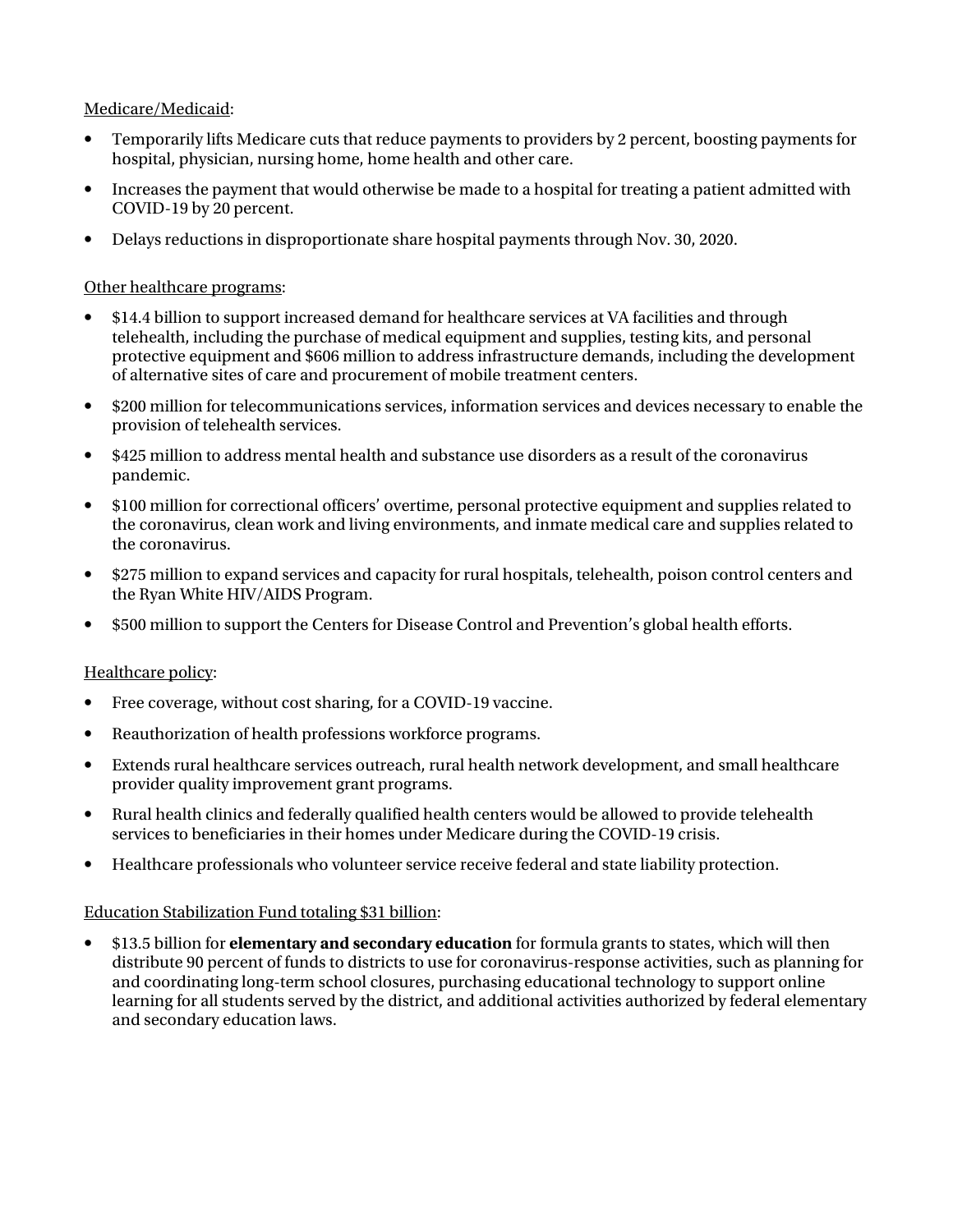<u>Medicare/Medicaid</u>:

- Temporarily lifts Medicare cuts that reduce payments to providers by 2 percent, boosting payments for hospital, physician, nursing home, home health and other care.
- Increases the payment that would otherwise be made to a hospital for treating a patient admitted with COVID-19 by 20 percent.
- Delays reductions in disproportionate share hospital payments through Nov. 30, 2020.

<u>Other healthcare programs</u>:

- $14.4 billion to support increased demand for healthcare services at VA facilities and through telehealth, including the purchase of medical equipment and supplies, testing kits, and personal protective equipment and $606 million to address infrastructure demands, including the development of alternative sites of care and procurement of mobile treatment centers.
- $200 million for telecommunications services, information services and devices necessary to enable the provision of telehealth services.
- $425 million to address mental health and substance use disorders as a result of the coronavirus pandemic.
- $100 million for correctional officers' overtime, personal protective equipment and supplies related to the coronavirus, clean work and living environments, and inmate medical care and supplies related to the coronavirus.
- $275 million to expand services and capacity for rural hospitals, telehealth, poison control centers and the Ryan White HIV/AIDS Program.
- $500 million to support the Centers for Disease Control and Prevention's global health efforts.

<u>Healthcare policy</u>:

- Free coverage, without cost sharing, for a COVID-19 vaccine.
- Reauthorization of health professions workforce programs.
- Extends rural healthcare services outreach, rural health network development, and small healthcare provider quality improvement grant programs.
- Rural health clinics and federally qualified health centers would be allowed to provide telehealth services to beneficiaries in their homes under Medicare during the COVID-19 crisis.
- Healthcare professionals who volunteer service receive federal and state liability protection.

<u>Education Stabilization Fund totaling $31 billion</u>:

- $13.5 billion for **elementary and secondary education** for formula grants to states, which will then distribute 90 percent of funds to districts to use for coronavirus-response activities, such as planning for and coordinating long-term school closures, purchasing educational technology to support online learning for all students served by the district, and additional activities authorized by federal elementary and secondary education laws.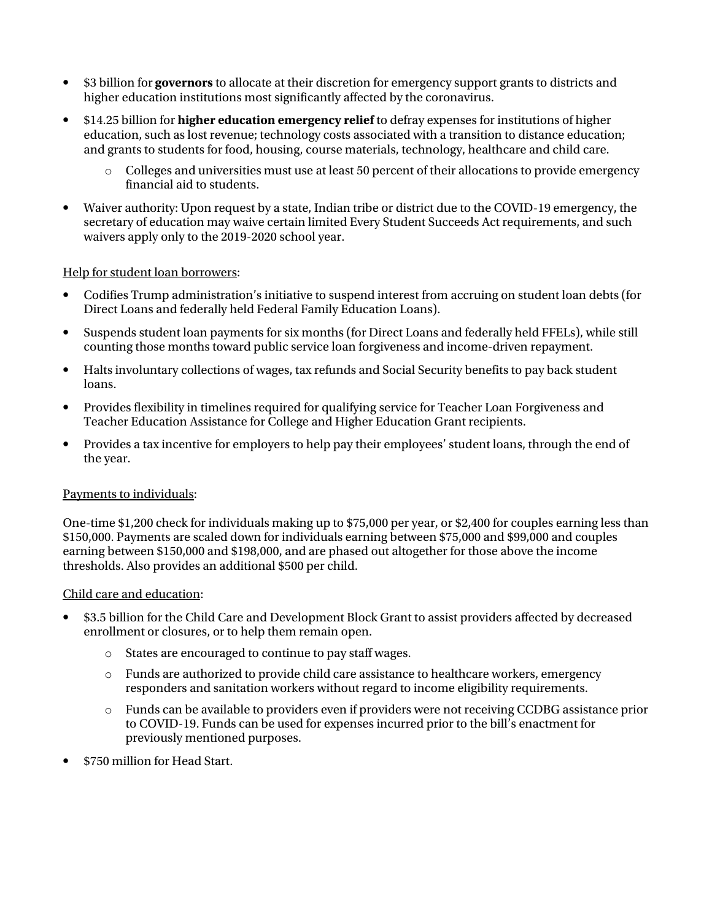- $3 billion for **governors** to allocate at their discretion for emergency support grants to districts and higher education institutions most significantly affected by the coronavirus.
- $14.25 billion for **higher education emergency relief** to defray expenses for institutions of higher education, such as lost revenue; technology costs associated with a transition to distance education; and grants to students for food, housing, course materials, technology, healthcare and child care.
    - Colleges and universities must use at least 50 percent of their allocations to provide emergency financial aid to students.
- Waiver authority: Upon request by a state, Indian tribe or district due to the COVID-19 emergency, the secretary of education may waive certain limited Every Student Succeeds Act requirements, and such waivers apply only to the 2019-2020 school year.

<u>Help for student loan borrowers</u>:

- Codifies Trump administration's initiative to suspend interest from accruing on student loan debts (for Direct Loans and federally held Federal Family Education Loans).
- Suspends student loan payments for six months (for Direct Loans and federally held FFELs), while still counting those months toward public service loan forgiveness and income-driven repayment.
- Halts involuntary collections of wages, tax refunds and Social Security benefits to pay back student loans.
- Provides flexibility in timelines required for qualifying service for Teacher Loan Forgiveness and Teacher Education Assistance for College and Higher Education Grant recipients.
- Provides a tax incentive for employers to help pay their employees' student loans, through the end of the year.

<u>Payments to individuals</u>:

One-time $1,200 check for individuals making up to $75,000 per year, or $2,400 for couples earning less than $150,000. Payments are scaled down for individuals earning between $75,000 and $99,000 and couples earning between $150,000 and $198,000, and are phased out altogether for those above the income thresholds. Also provides an additional $500 per child.

<u>Child care and education</u>:

- $3.5 billion for the Child Care and Development Block Grant to assist providers affected by decreased enrollment or closures, or to help them remain open.
    - States are encouraged to continue to pay staff wages.
    - Funds are authorized to provide child care assistance to healthcare workers, emergency responders and sanitation workers without regard to income eligibility requirements.
    - Funds can be available to providers even if providers were not receiving CCDBG assistance prior to COVID-19. Funds can be used for expenses incurred prior to the bill's enactment for previously mentioned purposes.
- $750 million for Head Start.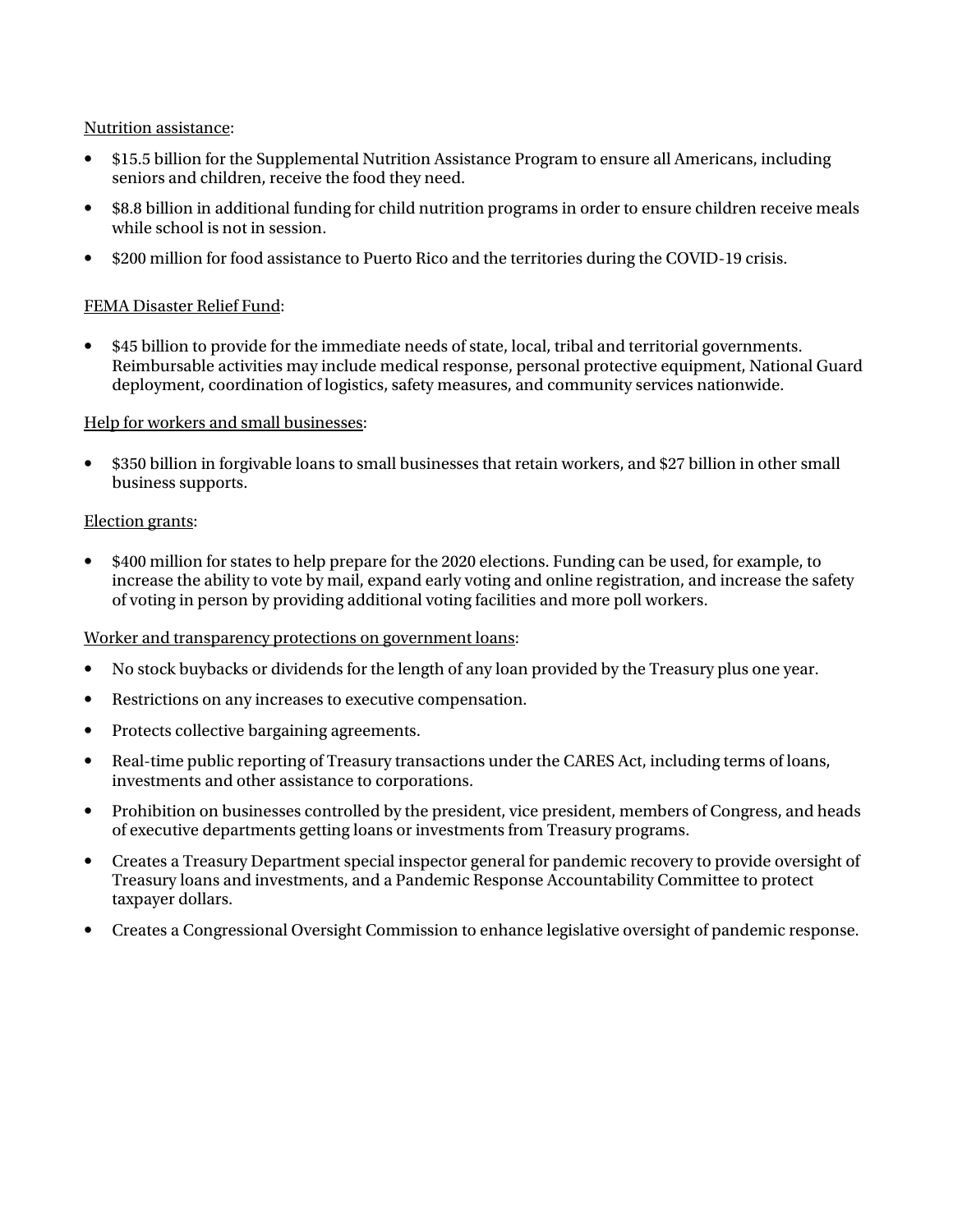Nutrition assistance:

- $15.5 billion for the Supplemental Nutrition Assistance Program to ensure all Americans, including seniors and children, receive the food they need.
- $8.8 billion in additional funding for child nutrition programs in order to ensure children receive meals while school is not in session.
- $200 million for food assistance to Puerto Rico and the territories during the COVID-19 crisis.

FEMA Disaster Relief Fund:

- $45 billion to provide for the immediate needs of state, local, tribal and territorial governments. Reimbursable activities may include medical response, personal protective equipment, National Guard deployment, coordination of logistics, safety measures, and community services nationwide.

Help for workers and small businesses:

- $350 billion in forgivable loans to small businesses that retain workers, and $27 billion in other small business supports.

Election grants:

- $400 million for states to help prepare for the 2020 elections. Funding can be used, for example, to increase the ability to vote by mail, expand early voting and online registration, and increase the safety of voting in person by providing additional voting facilities and more poll workers.

Worker and transparency protections on government loans:

- No stock buybacks or dividends for the length of any loan provided by the Treasury plus one year.
- Restrictions on any increases to executive compensation.
- Protects collective bargaining agreements.
- Real-time public reporting of Treasury transactions under the CARES Act, including terms of loans, investments and other assistance to corporations.
- Prohibition on businesses controlled by the president, vice president, members of Congress, and heads of executive departments getting loans or investments from Treasury programs.
- Creates a Treasury Department special inspector general for pandemic recovery to provide oversight of Treasury loans and investments, and a Pandemic Response Accountability Committee to protect taxpayer dollars.
- Creates a Congressional Oversight Commission to enhance legislative oversight of pandemic response.